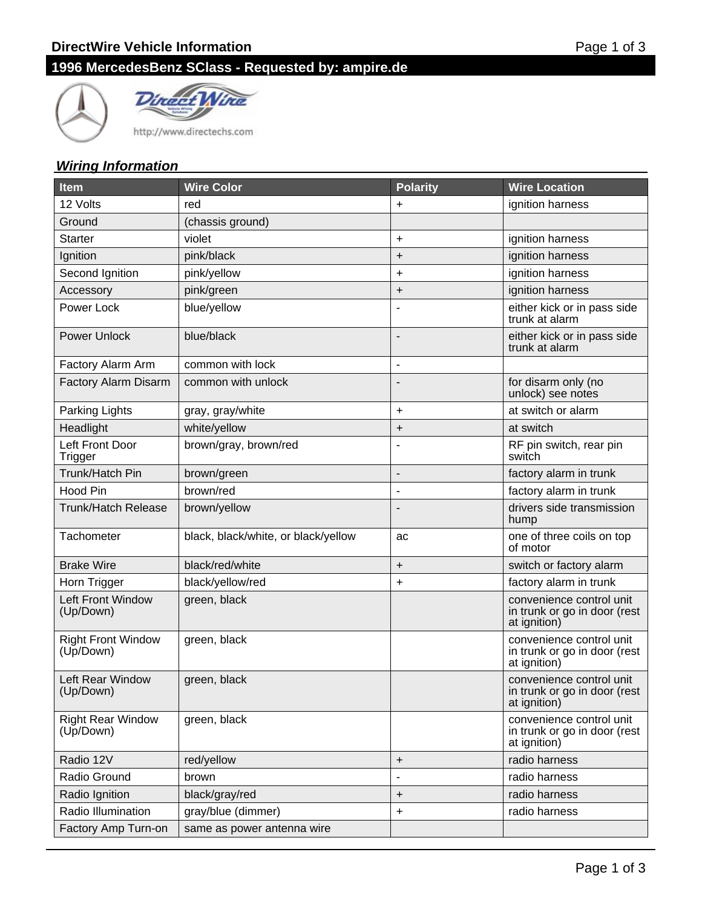# DirectWire Vehicle Information

## 1996 MercedesBenz SClass - Requested by: ampire.de

http://www.directechs.com

### *Wiring Information*

| Item | Wire Color | Polarity | Wire Location |
|---|---|---|---|
| 12 Volts | red | + | ignition harness |
| Ground | (chassis ground) | | |
| Starter | violet | + | ignition harness |
| Ignition | pink/black | + | ignition harness |
| Second Ignition | pink/yellow | + | ignition harness |
| Accessory | pink/green | + | ignition harness |
| Power Lock | blue/yellow | - | either kick or in pass side trunk at alarm |
| Power Unlock | blue/black | - | either kick or in pass side trunk at alarm |
| Factory Alarm Arm | common with lock | - | |
| Factory Alarm Disarm | common with unlock | - | for disarm only (no unlock) see notes |
| Parking Lights | gray, gray/white | + | at switch or alarm |
| Headlight | white/yellow | + | at switch |
| Left Front Door Trigger | brown/gray, brown/red | - | RF pin switch, rear pin switch |
| Trunk/Hatch Pin | brown/green | - | factory alarm in trunk |
| Hood Pin | brown/red | - | factory alarm in trunk |
| Trunk/Hatch Release | brown/yellow | - | drivers side transmission hump |
| Tachometer | black, black/white, or black/yellow | ac | one of three coils on top of motor |
| Brake Wire | black/red/white | + | switch or factory alarm |
| Horn Trigger | black/yellow/red | + | factory alarm in trunk |
| Left Front Window (Up/Down) | green, black | | convenience control unit in trunk or go in door (rest at ignition) |
| Right Front Window (Up/Down) | green, black | | convenience control unit in trunk or go in door (rest at ignition) |
| Left Rear Window (Up/Down) | green, black | | convenience control unit in trunk or go in door (rest at ignition) |
| Right Rear Window (Up/Down) | green, black | | convenience control unit in trunk or go in door (rest at ignition) |
| Radio 12V | red/yellow | + | radio harness |
| Radio Ground | brown | - | radio harness |
| Radio Ignition | black/gray/red | + | radio harness |
| Radio Illumination | gray/blue (dimmer) | + | radio harness |
| Factory Amp Turn-on | same as power antenna wire | | |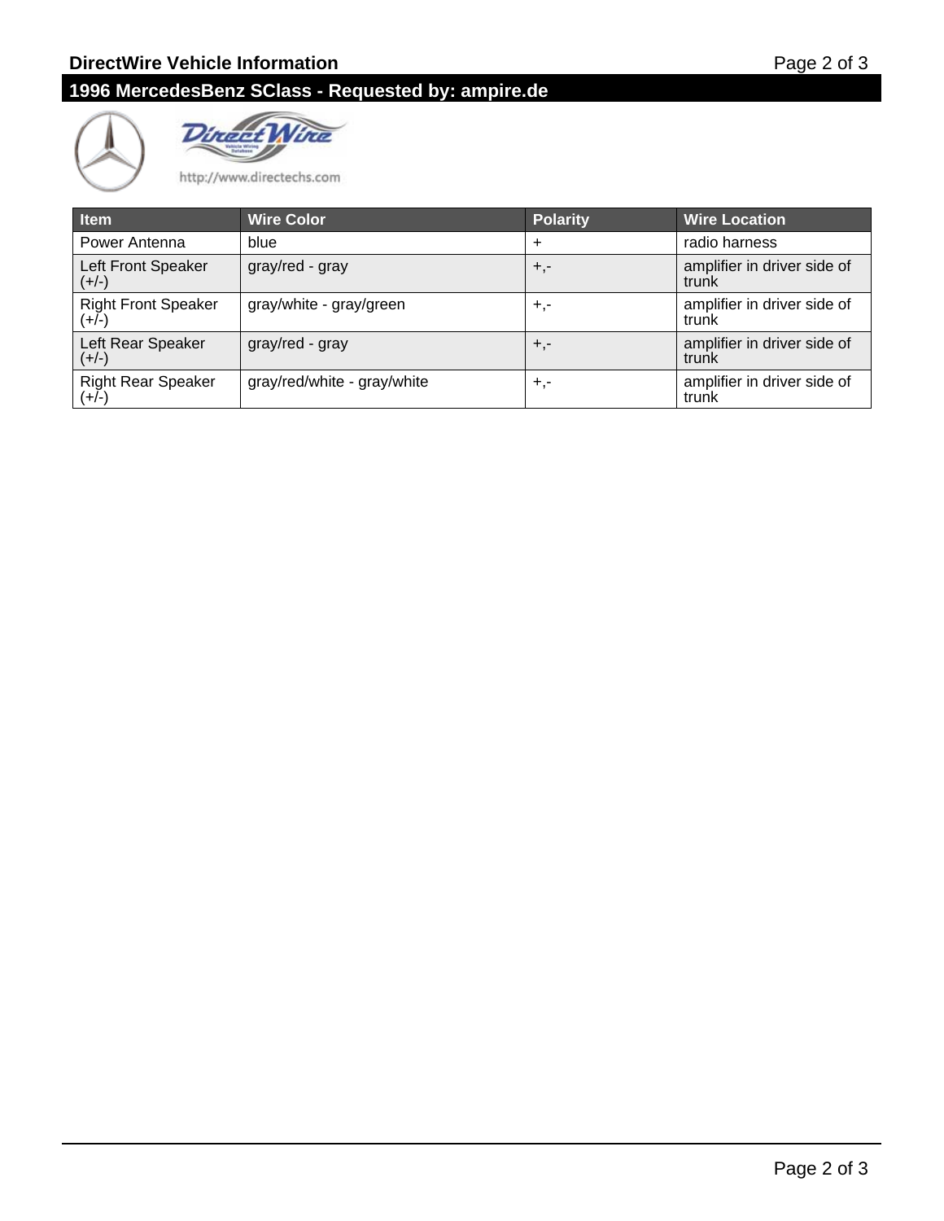## DirectWire Vehicle Information

### 1996 MercedesBenz SClass - Requested by: ampire.de

http://www.directechs.com

| Item | Wire Color | Polarity | Wire Location |
|---|---|---|---|
| Power Antenna | blue | + | radio harness |
| Left Front Speaker (+/-) | gray/red - gray | +,- | amplifier in driver side of trunk |
| Right Front Speaker (+/-) | gray/white - gray/green | +,- | amplifier in driver side of trunk |
| Left Rear Speaker (+/-) | gray/red - gray | +,- | amplifier in driver side of trunk |
| Right Rear Speaker (+/-) | gray/red/white - gray/white | +,- | amplifier in driver side of trunk |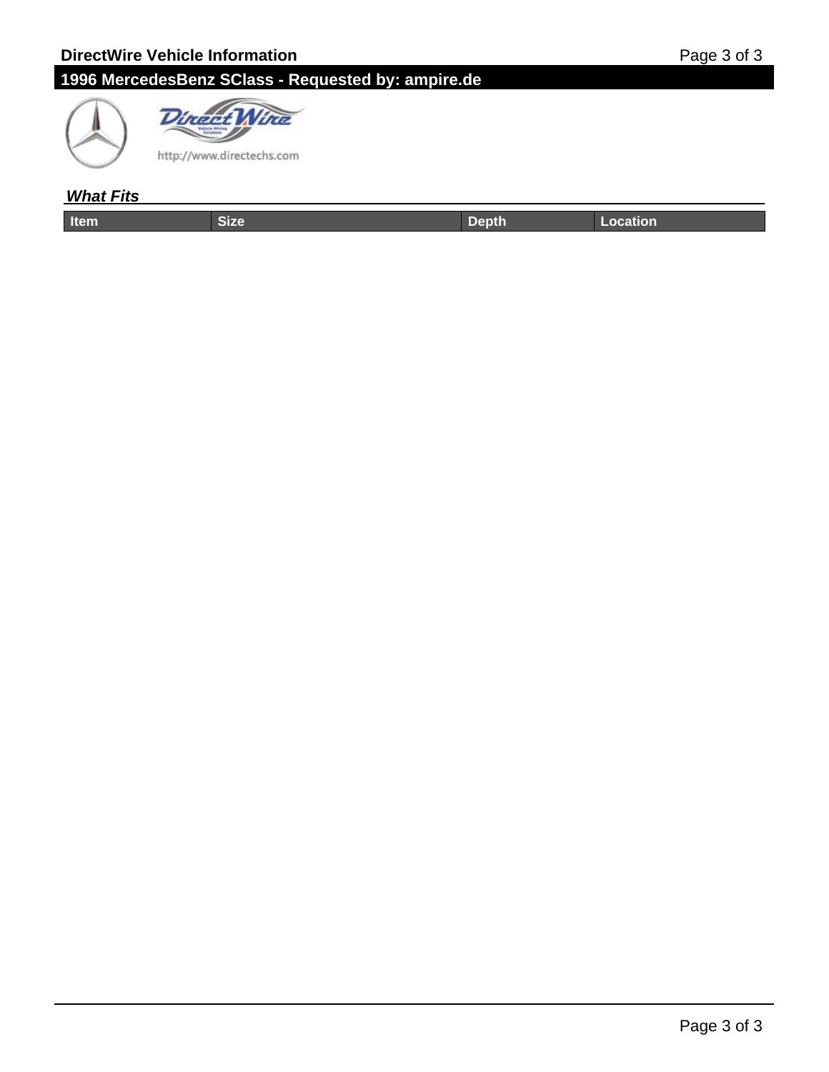## What Fits

| Item | Size | Depth | Location |
|---|---|---|---|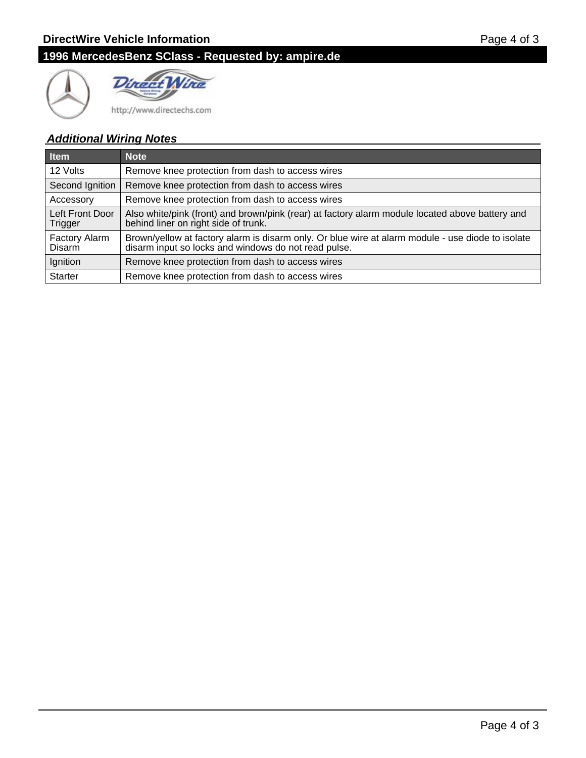## Additional Wiring Notes

| Item | Note |
|---|---|
| 12 Volts | Remove knee protection from dash to access wires |
| Second Ignition | Remove knee protection from dash to access wires |
| Accessory | Remove knee protection from dash to access wires |
| Left Front Door Trigger | Also white/pink (front) and brown/pink (rear) at factory alarm module located above battery and behind liner on right side of trunk. |
| Factory Alarm Disarm | Brown/yellow at factory alarm is disarm only. Or blue wire at alarm module - use diode to isolate disarm input so locks and windows do not read pulse. |
| Ignition | Remove knee protection from dash to access wires |
| Starter | Remove knee protection from dash to access wires |